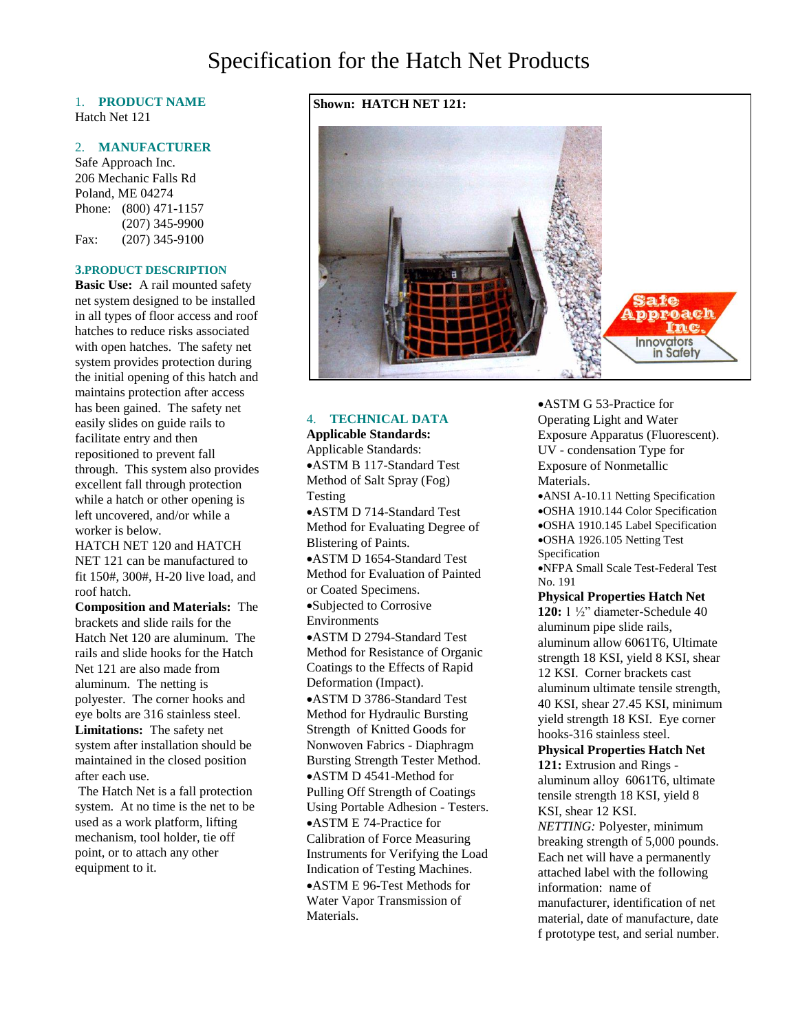# Specification for the Hatch Net Products

## 1. PRODUCT NAME

Hatch Net 121

## 2. MANUFACTURER

Safe Approach Inc.
206 Mechanic Falls Rd
Poland, ME 04274
Phone: (800) 471-1157
(207) 345-9900
Fax: (207) 345-9100

## 3.PRODUCT DESCRIPTION

**Basic Use:** A rail mounted safety net system designed to be installed in all types of floor access and roof hatches to reduce risks associated with open hatches. The safety net system provides protection during the initial opening of this hatch and maintains protection after access has been gained. The safety net easily slides on guide rails to facilitate entry and then repositioned to prevent fall through. This system also provides excellent fall through protection while a hatch or other opening is left uncovered, and/or while a worker is below.
HATCH NET 120 and HATCH NET 121 can be manufactured to fit 150#, 300#, H-20 live load, and roof hatch.

**Composition and Materials:** The brackets and slide rails for the Hatch Net 120 are aluminum. The rails and slide hooks for the Hatch Net 121 are also made from aluminum. The netting is polyester. The corner hooks and eye bolts are 316 stainless steel.

**Limitations:** The safety net system after installation should be maintained in the closed position after each use.

The Hatch Net is a fall protection system. At no time is the net to be used as a work platform, lifting mechanism, tool holder, tie off point, or to attach any other equipment to it.

**Shown: HATCH NET 121:**

## 4. TECHNICAL DATA

**Applicable Standards:**

Applicable Standards:

- ASTM B 117-Standard Test Method of Salt Spray (Fog) Testing
- ASTM D 714-Standard Test Method for Evaluating Degree of Blistering of Paints.
- ASTM D 1654-Standard Test Method for Evaluation of Painted or Coated Specimens.
- Subjected to Corrosive Environments
- ASTM D 2794-Standard Test Method for Resistance of Organic Coatings to the Effects of Rapid Deformation (Impact).
- ASTM D 3786-Standard Test Method for Hydraulic Bursting Strength of Knitted Goods for Nonwoven Fabrics - Diaphragm Bursting Strength Tester Method.
- ASTM D 4541-Method for Pulling Off Strength of Coatings Using Portable Adhesion - Testers.
- ASTM E 74-Practice for Calibration of Force Measuring Instruments for Verifying the Load Indication of Testing Machines.
- ASTM E 96-Test Methods for Water Vapor Transmission of Materials.
- ASTM G 53-Practice for Operating Light and Water Exposure Apparatus (Fluorescent). UV - condensation Type for Exposure of Nonmetallic Materials.
- ANSI A-10.11 Netting Specification
- OSHA 1910.144 Color Specification
- OSHA 1910.145 Label Specification
- OSHA 1926.105 Netting Test Specification
- NFPA Small Scale Test-Federal Test No. 191

**Physical Properties Hatch Net 120:** 1 ½" diameter-Schedule 40 aluminum pipe slide rails, aluminum allow 6061T6, Ultimate strength 18 KSI, yield 8 KSI, shear 12 KSI. Corner brackets cast aluminum ultimate tensile strength, 40 KSI, shear 27.45 KSI, minimum yield strength 18 KSI. Eye corner hooks-316 stainless steel.

**Physical Properties Hatch Net 121:** Extrusion and Rings - aluminum alloy 6061T6, ultimate tensile strength 18 KSI, yield 8 KSI, shear 12 KSI.

*NETTING:* Polyester, minimum breaking strength of 5,000 pounds. Each net will have a permanently attached label with the following information: name of manufacturer, identification of net material, date of manufacture, date f prototype test, and serial number.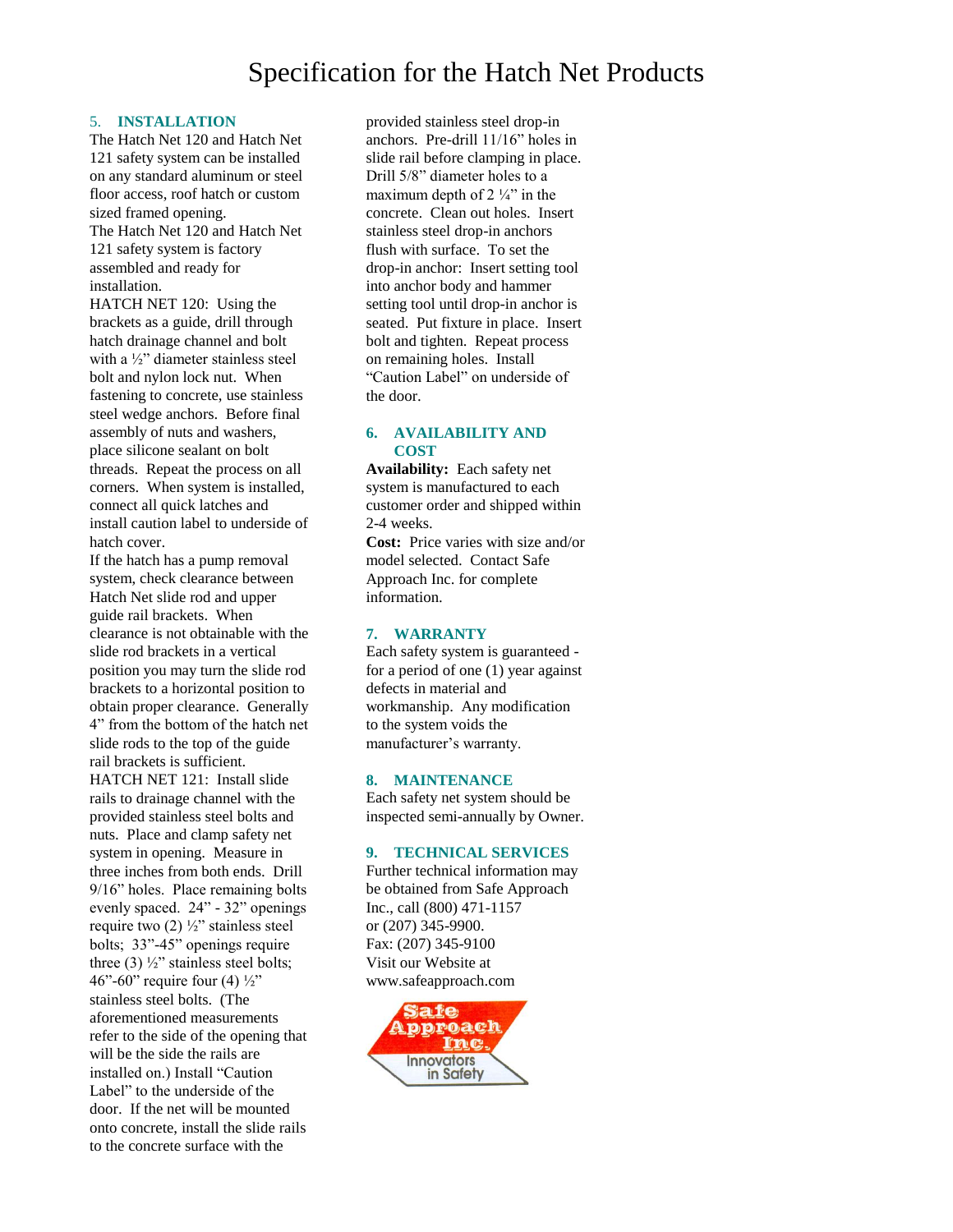# Specification for the Hatch Net Products

## 5. INSTALLATION

The Hatch Net 120 and Hatch Net 121 safety system can be installed on any standard aluminum or steel floor access, roof hatch or custom sized framed opening.

The Hatch Net 120 and Hatch Net 121 safety system is factory assembled and ready for installation.

HATCH NET 120: Using the brackets as a guide, drill through hatch drainage channel and bolt with a ½" diameter stainless steel bolt and nylon lock nut. When fastening to concrete, use stainless steel wedge anchors. Before final assembly of nuts and washers, place silicone sealant on bolt threads. Repeat the process on all corners. When system is installed, connect all quick latches and install caution label to underside of hatch cover.

If the hatch has a pump removal system, check clearance between Hatch Net slide rod and upper guide rail brackets. When clearance is not obtainable with the slide rod brackets in a vertical position you may turn the slide rod brackets to a horizontal position to obtain proper clearance. Generally 4" from the bottom of the hatch net slide rods to the top of the guide rail brackets is sufficient.

HATCH NET 121: Install slide rails to drainage channel with the provided stainless steel bolts and nuts. Place and clamp safety net system in opening. Measure in three inches from both ends. Drill 9/16" holes. Place remaining bolts evenly spaced. 24" - 32" openings require two (2) ½" stainless steel bolts; 33"-45" openings require three (3) ½" stainless steel bolts; 46"-60" require four (4) ½" stainless steel bolts. (The aforementioned measurements refer to the side of the opening that will be the side the rails are installed on.) Install "Caution Label" to the underside of the door. If the net will be mounted onto concrete, install the slide rails to the concrete surface with the provided stainless steel drop-in anchors. Pre-drill 11/16" holes in slide rail before clamping in place. Drill 5/8" diameter holes to a maximum depth of 2 ¼" in the concrete. Clean out holes. Insert stainless steel drop-in anchors flush with surface. To set the drop-in anchor: Insert setting tool into anchor body and hammer setting tool until drop-in anchor is seated. Put fixture in place. Insert bolt and tighten. Repeat process on remaining holes. Install "Caution Label" on underside of the door.

## 6. AVAILABILITY AND COST

**Availability:** Each safety net system is manufactured to each customer order and shipped within 2-4 weeks.

**Cost:** Price varies with size and/or model selected. Contact Safe Approach Inc. for complete information.

## 7. WARRANTY

Each safety system is guaranteed - for a period of one (1) year against defects in material and workmanship. Any modification to the system voids the manufacturer's warranty.

## 8. MAINTENANCE

Each safety net system should be inspected semi-annually by Owner.

## 9. TECHNICAL SERVICES

Further technical information may be obtained from Safe Approach Inc., call (800) 471-1157 or (207) 345-9900.
Fax: (207) 345-9100
Visit our Website at www.safeapproach.com

Safe Approach Inc.
Innovators in Safety